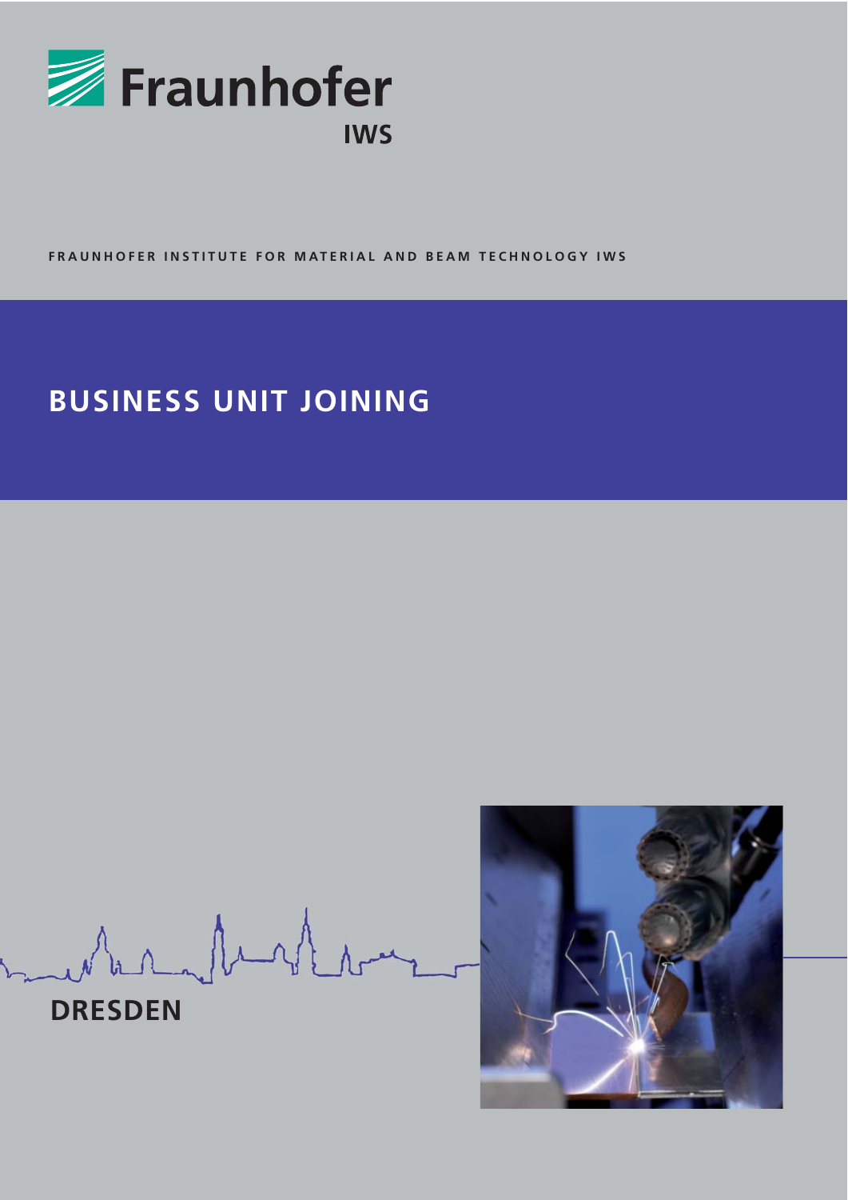Fraunhofer

IWS

**FRAUNHOFER INSTITUTE FOR MATERIAL AND BEAM TECHNOLOGY IWS**

# BUSINESS UNIT JOINING

**DRESDEN**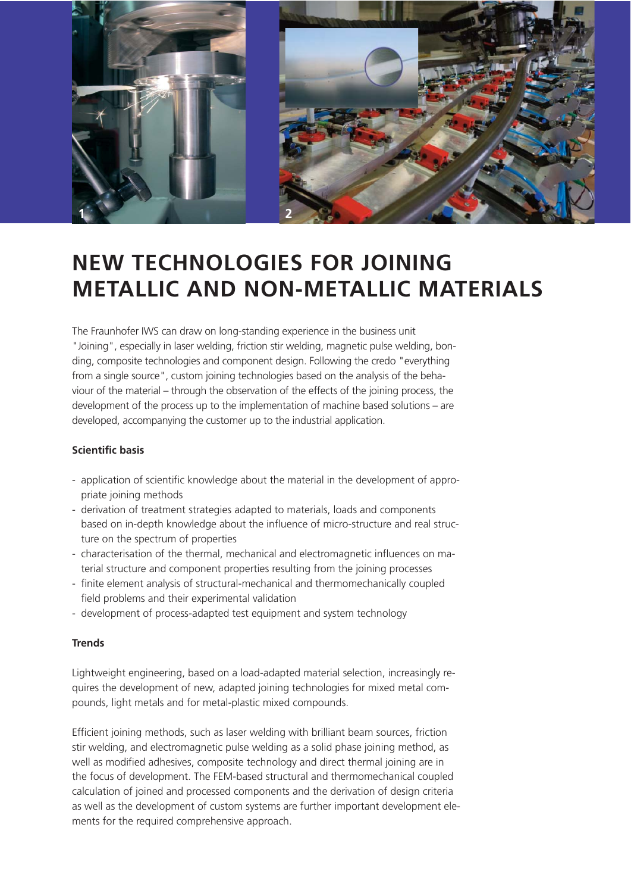# NEW TECHNOLOGIES FOR JOINING METALLIC AND NON-METALLIC MATERIALS

The Fraunhofer IWS can draw on long-standing experience in the business unit "Joining", especially in laser welding, friction stir welding, magnetic pulse welding, bonding, composite technologies and component design. Following the credo "everything from a single source", custom joining technologies based on the analysis of the behaviour of the material – through the observation of the effects of the joining process, the development of the process up to the implementation of machine based solutions – are developed, accompanying the customer up to the industrial application.

**Scientific basis**

- application of scientific knowledge about the material in the development of appropriate joining methods
- derivation of treatment strategies adapted to materials, loads and components based on in-depth knowledge about the influence of micro-structure and real structure on the spectrum of properties
- characterisation of the thermal, mechanical and electromagnetic influences on material structure and component properties resulting from the joining processes
- finite element analysis of structural-mechanical and thermomechanically coupled field problems and their experimental validation
- development of process-adapted test equipment and system technology

**Trends**

Lightweight engineering, based on a load-adapted material selection, increasingly requires the development of new, adapted joining technologies for mixed metal compounds, light metals and for metal-plastic mixed compounds.

Efficient joining methods, such as laser welding with brilliant beam sources, friction stir welding, and electromagnetic pulse welding as a solid phase joining method, as well as modified adhesives, composite technology and direct thermal joining are in the focus of development. The FEM-based structural and thermomechanical coupled calculation of joined and processed components and the derivation of design criteria as well as the development of custom systems are further important development elements for the required comprehensive approach.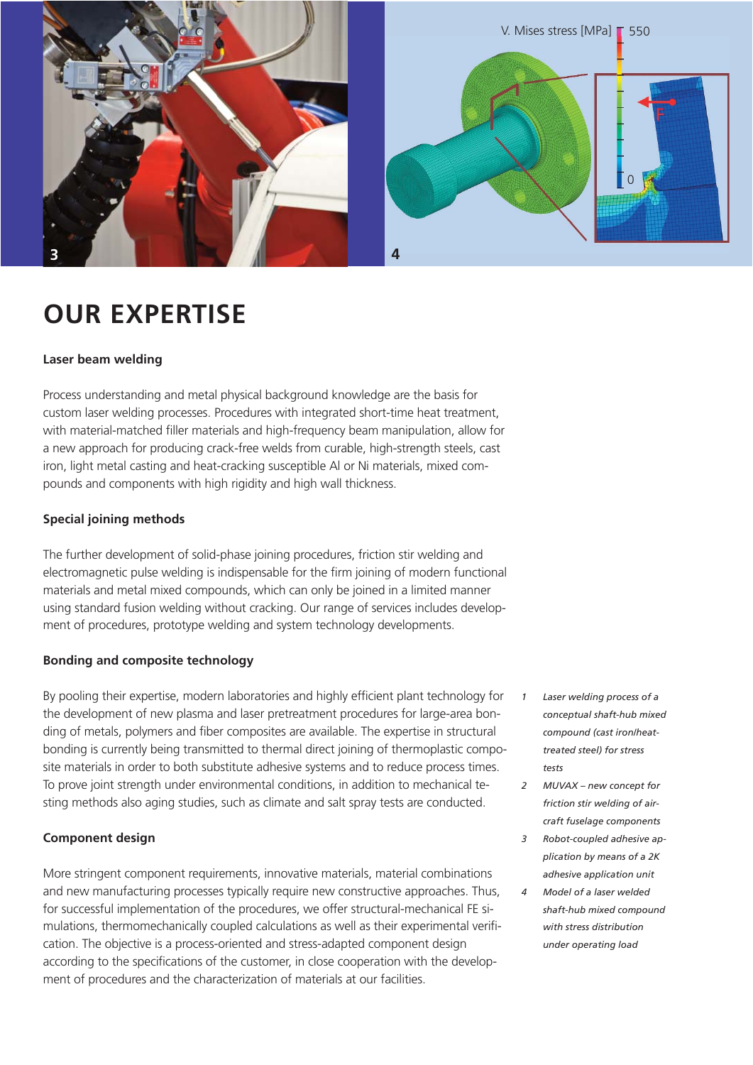# OUR EXPERTISE

**Laser beam welding**

Process understanding and metal physical background knowledge are the basis for custom laser welding processes. Procedures with integrated short-time heat treatment, with material-matched filler materials and high-frequency beam manipulation, allow for a new approach for producing crack-free welds from curable, high-strength steels, cast iron, light metal casting and heat-cracking susceptible Al or Ni materials, mixed compounds and components with high rigidity and high wall thickness.

**Special joining methods**

The further development of solid-phase joining procedures, friction stir welding and electromagnetic pulse welding is indispensable for the firm joining of modern functional materials and metal mixed compounds, which can only be joined in a limited manner using standard fusion welding without cracking. Our range of services includes development of procedures, prototype welding and system technology developments.

**Bonding and composite technology**

By pooling their expertise, modern laboratories and highly efficient plant technology for the development of new plasma and laser pretreatment procedures for large-area bonding of metals, polymers and fiber composites are available. The expertise in structural bonding is currently being transmitted to thermal direct joining of thermoplastic composite materials in order to both substitute adhesive systems and to reduce process times. To prove joint strength under environmental conditions, in addition to mechanical testing methods also aging studies, such as climate and salt spray tests are conducted.

**Component design**

More stringent component requirements, innovative materials, material combinations and new manufacturing processes typically require new constructive approaches. Thus, for successful implementation of the procedures, we offer structural-mechanical FE simulations, thermomechanically coupled calculations as well as their experimental verification. The objective is a process-oriented and stress-adapted component design according to the specifications of the customer, in close cooperation with the development of procedures and the characterization of materials at our facilities.

1. *Laser welding process of a conceptual shaft-hub mixed compound (cast iron/heat-treated steel) for stress tests*
2. *MUVAX – new concept for friction stir welding of aircraft fuselage components*
3. *Robot-coupled adhesive application by means of a 2K adhesive application unit*
4. *Model of a laser welded shaft-hub mixed compound with stress distribution under operating load*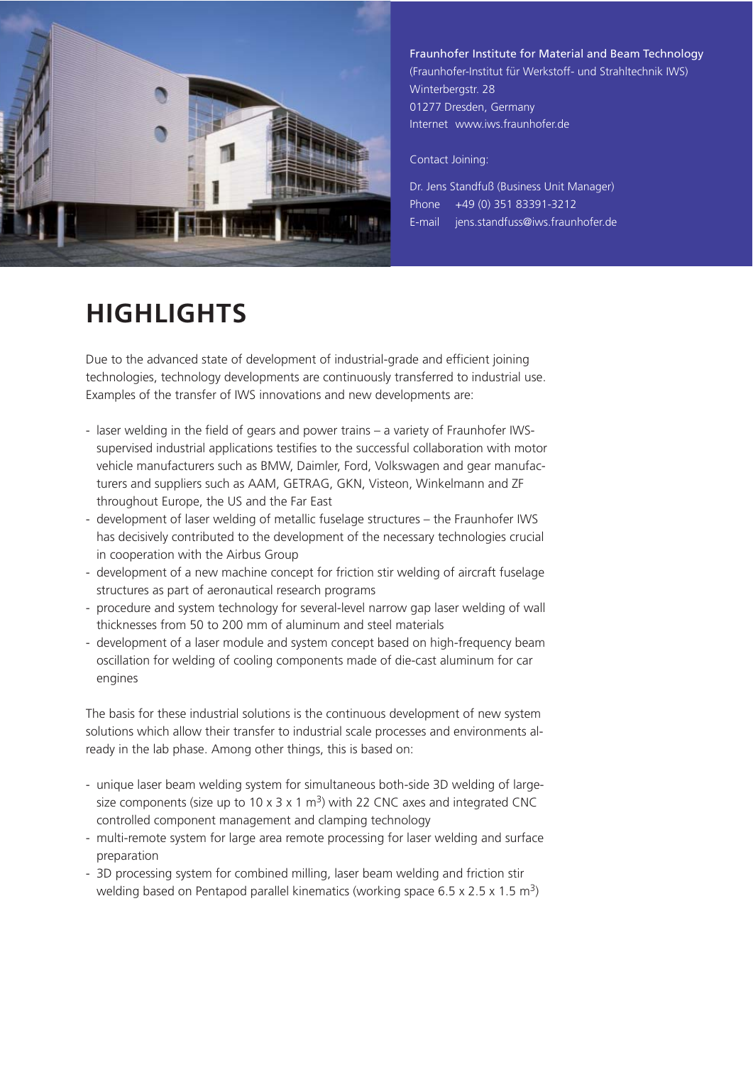Fraunhofer Institute for Material and Beam Technology
(Fraunhofer-Institut für Werkstoff- und Strahltechnik IWS)
Winterbergstr. 28
01277 Dresden, Germany
Internet www.iws.fraunhofer.de

Contact Joining:

Dr. Jens Standfuß (Business Unit Manager)
Phone +49 (0) 351 83391-3212
E-mail jens.standfuss@iws.fraunhofer.de

# HIGHLIGHTS

Due to the advanced state of development of industrial-grade and efficient joining technologies, technology developments are continuously transferred to industrial use. Examples of the transfer of IWS innovations and new developments are:

- laser welding in the field of gears and power trains – a variety of Fraunhofer IWS-supervised industrial applications testifies to the successful collaboration with motor vehicle manufacturers such as BMW, Daimler, Ford, Volkswagen and gear manufacturers and suppliers such as AAM, GETRAG, GKN, Visteon, Winkelmann and ZF throughout Europe, the US and the Far East
- development of laser welding of metallic fuselage structures – the Fraunhofer IWS has decisively contributed to the development of the necessary technologies crucial in cooperation with the Airbus Group
- development of a new machine concept for friction stir welding of aircraft fuselage structures as part of aeronautical research programs
- procedure and system technology for several-level narrow gap laser welding of wall thicknesses from 50 to 200 mm of aluminum and steel materials
- development of a laser module and system concept based on high-frequency beam oscillation for welding of cooling components made of die-cast aluminum for car engines

The basis for these industrial solutions is the continuous development of new system solutions which allow their transfer to industrial scale processes and environments already in the lab phase. Among other things, this is based on:

- unique laser beam welding system for simultaneous both-side 3D welding of large-size components (size up to 10 x 3 x 1 $m^3$) with 22 CNC axes and integrated CNC controlled component management and clamping technology
- multi-remote system for large area remote processing for laser welding and surface preparation
- 3D processing system for combined milling, laser beam welding and friction stir welding based on Pentapod parallel kinematics (working space 6.5 x 2.5 x 1.5 $m^3$)